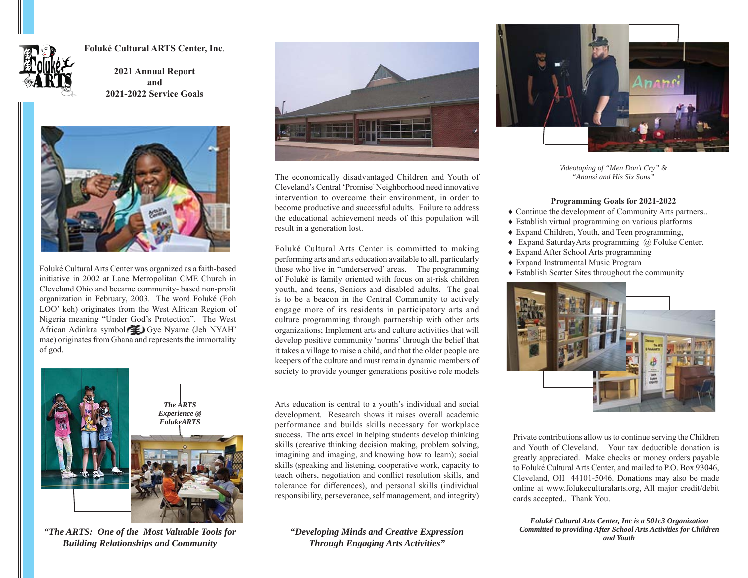**Foluké Cultural ARTS Center, Inc.**

**2021 Annual Report**
**and**
**2021-2022 Service Goals**

Foluké Cultural Arts Center was organized as a faith-based initiative in 2002 at Lane Metropolitan CME Church in Cleveland Ohio and became community- based non-profit organization in February, 2003. The word Foluké (Foh LOO' keh) originates from the West African Region of Nigeria meaning "Under God's Protection". The West African Adinkra symbol Gye Nyame (Jeh NYAH' mae) originates from Ghana and represents the immortality of god.

***The ARTS Experience @ FolukeARTS***

***"The ARTS: One of the Most Valuable Tools for Building Relationships and Community***

The economically disadvantaged Children and Youth of Cleveland's Central 'Promise' Neighborhood need innovative intervention to overcome their environment, in order to become productive and successful adults. Failure to address the educational achievement needs of this population will result in a generation lost.

Foluké Cultural Arts Center is committed to making performing arts and arts education available to all, particularly those who live in "underserved' areas. The programming of Foluké is family oriented with focus on at-risk children youth, and teens, Seniors and disabled adults. The goal is to be a beacon in the Central Community to actively engage more of its residents in participatory arts and culture programming through partnership with other arts organizations; Implement arts and culture activities that will develop positive community 'norms' through the belief that it takes a village to raise a child, and that the older people are keepers of the culture and must remain dynamic members of society to provide younger generations positive role models

Arts education is central to a youth's individual and social development. Research shows it raises overall academic performance and builds skills necessary for workplace success. The arts excel in helping students develop thinking skills (creative thinking decision making, problem solving, imagining and imaging, and knowing how to learn); social skills (speaking and listening, cooperative work, capacity to teach others, negotiation and conflict resolution skills, and tolerance for differences), and personal skills (individual responsibility, perseverance, self management, and integrity)

***"Developing Minds and Creative Expression Through Engaging Arts Activities"***

*Videotaping of "Men Don't Cry" & "Anansi and His Six Sons"*

**Programming Goals for 2021-2022**

- Continue the development of Community Arts partners..
- Establish virtual programming on various platforms
- Expand Children, Youth, and Teen programming,
- Expand SaturdayArts programming @ Foluke Center.
- Expand After School Arts programming
- Expand Instrumental Music Program
- Establish Scatter Sites throughout the community

Private contributions allow us to continue serving the Children and Youth of Cleveland. Your tax deductible donation is greatly appreciated. Make checks or money orders payable to Foluké Cultural Arts Center, and mailed to P.O. Box 93046, Cleveland, OH 44101-5046. Donations may also be made online at www.folukeculturalarts.org, All major credit/debit cards accepted.. Thank You.

***Foluké Cultural Arts Center, Inc is a 501c3 Organization Committed to providing After School Arts Activities for Children and Youth***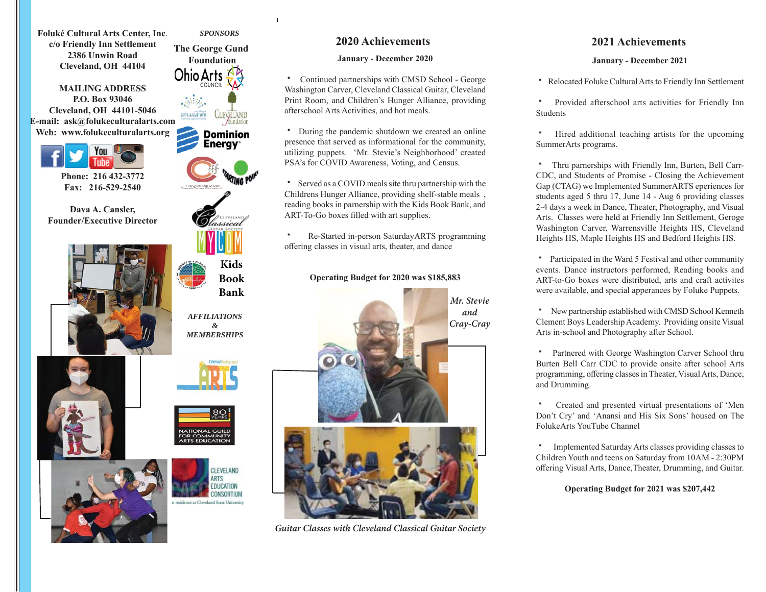**Foluké Cultural Arts Center, Inc.**
**c/o Friendly Inn Settlement**
**2386 Unwin Road**
**Cleveland, OH 44104**

**MAILING ADDRESS**
**P.O. Box 93046**
**Cleveland, OH 44101-5046**
**E-mail: ask@folukeculturalarts.com**
**Web: www.folukeculturalarts.org**

**Phone: 216 432-3772**
**Fax: 216-529-2540**

**Dava A. Cansler,**
**Founder/Executive Director**

***SPONSORS***

**The George Gund Foundation**

Ohio Arts Council

arts & culture

Cleveland Foundation

Dominion Energy

The Char and Chuck Fowler Family Foundation

Starting Point

Cleveland Classical Guitar Society

MYCOM

**Kids Book Bank**

***AFFILIATIONS & MEMBERSHIPS***

Cleveland Neighborhood ARTS

80 Years National Guild for Community Arts Education

Cleveland Arts Education Consortium in residence at Cleveland State University

## 2020 Achievements

**January - December 2020**

- Continued partnerships with CMSD School - George Washington Carver, Cleveland Classical Guitar, Cleveland Print Room, and Children's Hunger Alliance, providing afterschool Arts Activities, and hot meals.

- During the pandemic shutdown we created an online presence that served as informational for the community, utilizing puppets. 'Mr. Stevie's Neighborhood' created PSA's for COVID Awareness, Voting, and Census.

- Served as a COVID meals site thru partnership with the Childrens Hunger Alliance, providing shelf-stable meals , reading books in parnership with the Kids Book Bank, and ART-To-Go boxes filled with art supplies.

- Re-Started in-person SaturdayARTS programming offering classes in visual arts, theater, and dance

**Operating Budget for 2020 was $185,883**

*Mr. Stevie and Cray-Cray*

*Guitar Classes with Cleveland Classical Guitar Society*

## 2021 Achievements

**January - December 2021**

- Relocated Foluke Cultural Arts to Friendly Inn Settlement

- Provided afterschool arts activities for Friendly Inn Students

- Hired additional teaching artists for the upcoming SummerArts programs.

- Thru parnerships with Friendly Inn, Burten, Bell Carr-CDC, and Students of Promise - Closing the Achievement Gap (CTAG) we Implemented SummerARTS eperiences for students aged 5 thru 17, June 14 - Aug 6 providing classes 2-4 days a week in Dance, Theater, Photography, and Visual Arts. Classes were held at Friendly Inn Settlement, Geroge Washington Carver, Warrensville Heights HS, Cleveland Heights HS, Maple Heights HS and Bedford Heights HS.

- Participated in the Ward 5 Festival and other community events. Dance instructors performed, Reading books and ART-to-Go boxes were distributed, arts and craft activites were available, and special apperances by Foluke Puppets.

- New partnership established with CMSD School Kenneth Clement Boys Leadership Academy. Providing onsite Visual Arts in-school and Photography after School.

- Partnered with George Washington Carver School thru Burten Bell Carr CDC to provide onsite after school Arts programming, offering classes in Theater, Visual Arts, Dance, and Drumming.

- Created and presented virtual presentations of 'Men Don't Cry' and 'Anansi and His Six Sons' housed on The FolukeArts YouTube Channel

- Implemented Saturday Arts classes providing classes to Children Youth and teens on Saturday from 10AM - 2:30PM offering Visual Arts, Dance,Theater, Drumming, and Guitar.

**Operating Budget for 2021 was $207,442**